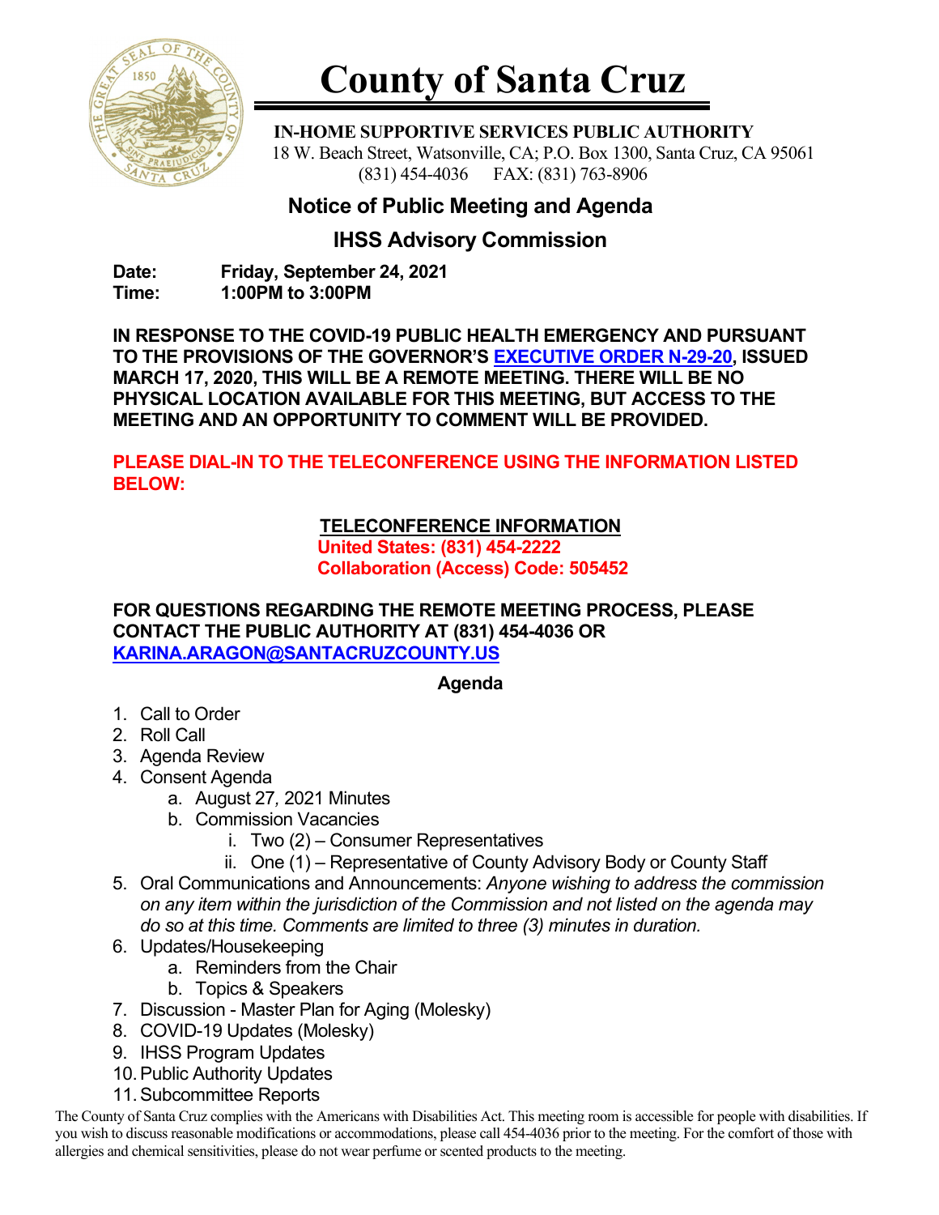# County of Santa Cruz

**IN-HOME SUPPORTIVE SERVICES PUBLIC AUTHORITY**
18 W. Beach Street, Watsonville, CA; P.O. Box 1300, Santa Cruz, CA 95061
(831) 454-4036 FAX: (831) 763-8906

## Notice of Public Meeting and Agenda

## IHSS Advisory Commission

**Date:** Friday, September 24, 2021
**Time:** 1:00PM to 3:00PM

**IN RESPONSE TO THE COVID-19 PUBLIC HEALTH EMERGENCY AND PURSUANT TO THE PROVISIONS OF THE GOVERNOR'S EXECUTIVE ORDER N-29-20, ISSUED MARCH 17, 2020, THIS WILL BE A REMOTE MEETING. THERE WILL BE NO PHYSICAL LOCATION AVAILABLE FOR THIS MEETING, BUT ACCESS TO THE MEETING AND AN OPPORTUNITY TO COMMENT WILL BE PROVIDED.**

**PLEASE DIAL-IN TO THE TELECONFERENCE USING THE INFORMATION LISTED BELOW:**

**TELECONFERENCE INFORMATION**
**United States: (831) 454-2222**
**Collaboration (Access) Code: 505452**

**FOR QUESTIONS REGARDING THE REMOTE MEETING PROCESS, PLEASE CONTACT THE PUBLIC AUTHORITY AT (831) 454-4036 OR KARINA.ARAGON@SANTACRUZCOUNTY.US**

**Agenda**

1. Call to Order
2. Roll Call
3. Agenda Review
4. Consent Agenda
   a. August 27, 2021 Minutes
   b. Commission Vacancies
      i. Two (2) – Consumer Representatives
      ii. One (1) – Representative of County Advisory Body or County Staff
5. Oral Communications and Announcements: *Anyone wishing to address the commission on any item within the jurisdiction of the Commission and not listed on the agenda may do so at this time. Comments are limited to three (3) minutes in duration.*
6. Updates/Housekeeping
   a. Reminders from the Chair
   b. Topics & Speakers
7. Discussion - Master Plan for Aging (Molesky)
8. COVID-19 Updates (Molesky)
9. IHSS Program Updates
10. Public Authority Updates
11. Subcommittee Reports

The County of Santa Cruz complies with the Americans with Disabilities Act. This meeting room is accessible for people with disabilities. If you wish to discuss reasonable modifications or accommodations, please call 454-4036 prior to the meeting. For the comfort of those with allergies and chemical sensitivities, please do not wear perfume or scented products to the meeting.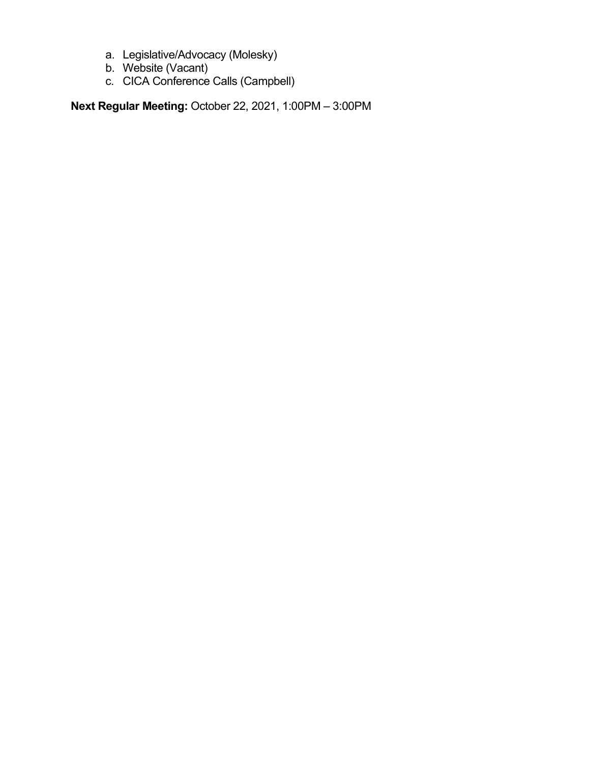a. Legislative/Advocacy (Molesky)
b. Website (Vacant)
c. CICA Conference Calls (Campbell)

**Next Regular Meeting:** October 22, 2021, 1:00PM – 3:00PM